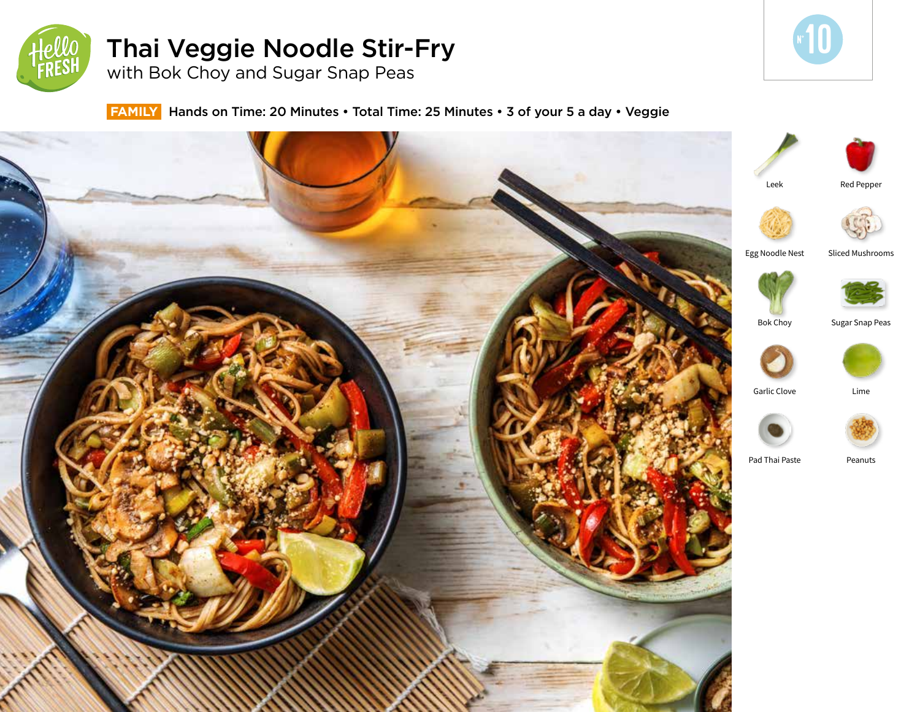# Thai Veggie Noodle Stir-Fry

## with Bok Choy and Sugar Snap Peas

N° 10

**FAMILY** Hands on Time: 20 Minutes • Total Time: 25 Minutes • 3 of your 5 a day • Veggie

Leek

Red Pepper

Egg Noodle Nest

Sliced Mushrooms

Bok Choy

Sugar Snap Peas

Garlic Clove

Lime

Pad Thai Paste

Peanuts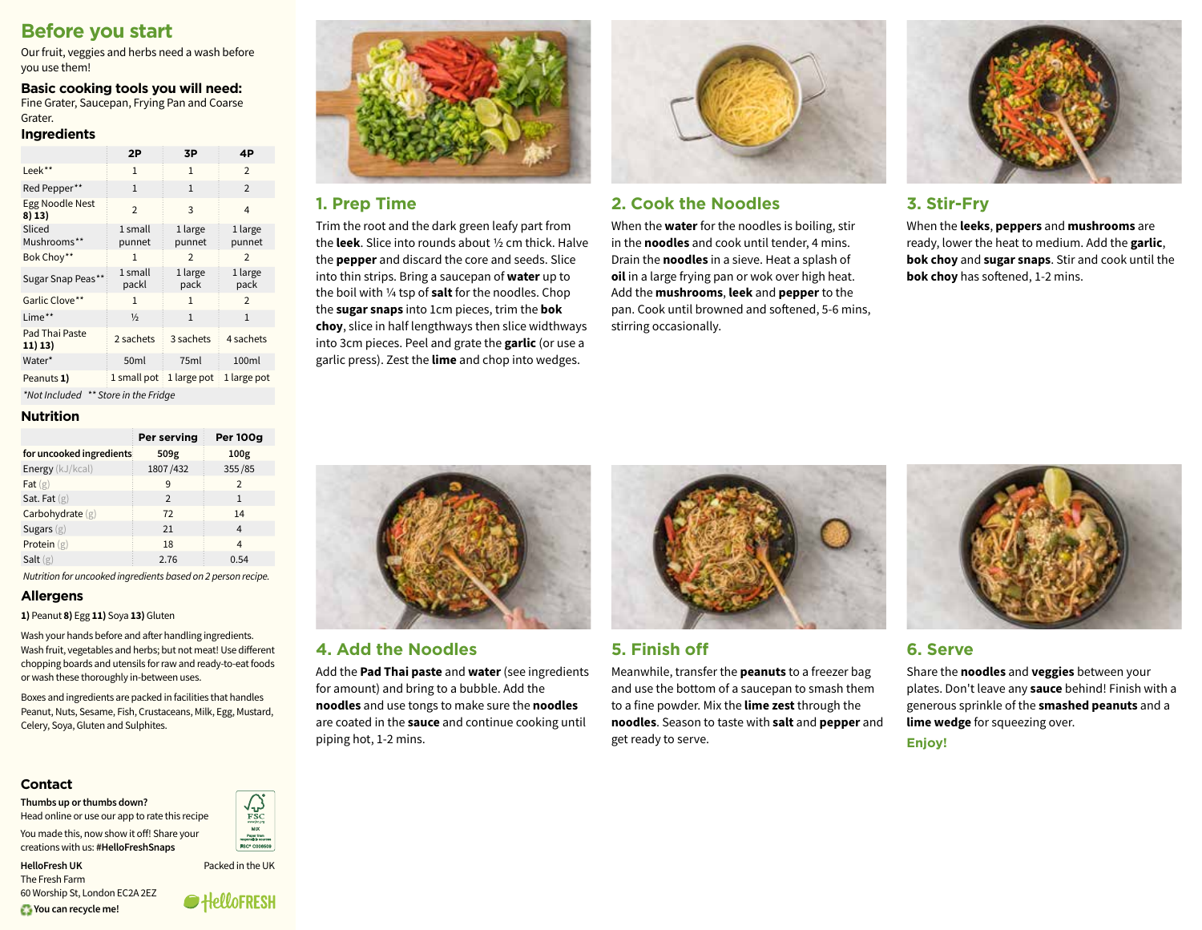## Before you start

Our fruit, veggies and herbs need a wash before you use them!

### Basic cooking tools you will need:

Fine Grater, Saucepan, Frying Pan and Coarse Grater.

### Ingredients

| | 2P | 3P | 4P |
|---|---|---|---|
| Leek** | 1 | 1 | 2 |
| Red Pepper** | 1 | 1 | 2 |
| Egg Noodle Nest **8) 13)** | 2 | 3 | 4 |
| Sliced Mushrooms** | 1 small punnet | 1 large punnet | 1 large punnet |
| Bok Choy** | 1 | 2 | 2 |
| Sugar Snap Peas** | 1 small packl | 1 large pack | 1 large pack |
| Garlic Clove** | 1 | 1 | 2 |
| Lime** | ½ | 1 | 1 |
| Pad Thai Paste **11) 13)** | 2 sachets | 3 sachets | 4 sachets |
| Water* | 50ml | 75ml | 100ml |
| Peanuts **1)** | 1 small pot | 1 large pot | 1 large pot |

*\*Not Included \*\* Store in the Fridge*

### Nutrition

| | Per serving | Per 100g |
|---|---|---|
| **for uncooked ingredients** | **509g** | **100g** |
| Energy (kJ/kcal) | 1807 /432 | 355 /85 |
| Fat (g) | 9 | 2 |
| Sat. Fat (g) | 2 | 1 |
| Carbohydrate (g) | 72 | 14 |
| Sugars (g) | 21 | 4 |
| Protein (g) | 18 | 4 |
| Salt (g) | 2.76 | 0.54 |

*Nutrition for uncooked ingredients based on 2 person recipe.*

### Allergens

**1)** Peanut **8)** Egg **11)** Soya **13)** Gluten

Wash your hands before and after handling ingredients. Wash fruit, vegetables and herbs; but not meat! Use different chopping boards and utensils for raw and ready-to-eat foods or wash these thoroughly in-between uses.

Boxes and ingredients are packed in facilities that handles Peanut, Nuts, Sesame, Fish, Crustaceans, Milk, Egg, Mustard, Celery, Soya, Gluten and Sulphites.

### Contact

**Thumbs up or thumbs down?**
Head online or use our app to rate this recipe

You made this, now show it off! Share your creations with us: **#HelloFreshSnaps**

**HelloFresh UK**
The Fresh Farm
60 Worship St, London EC2A 2EZ

Packed in the UK

**You can recycle me!**

## 1. Prep Time

Trim the root and the dark green leafy part from the **leek**. Slice into rounds about ½ cm thick. Halve the **pepper** and discard the core and seeds. Slice into thin strips. Bring a saucepan of **water** up to the boil with ¼ tsp of **salt** for the noodles. Chop the **sugar snaps** into 1cm pieces, trim the **bok choy**, slice in half lengthways then slice widthways into 3cm pieces. Peel and grate the **garlic** (or use a garlic press). Zest the **lime** and chop into wedges.

## 2. Cook the Noodles

When the **water** for the noodles is boiling, stir in the **noodles** and cook until tender, 4 mins. Drain the **noodles** in a sieve. Heat a splash of **oil** in a large frying pan or wok over high heat. Add the **mushrooms**, **leek** and **pepper** to the pan. Cook until browned and softened, 5-6 mins, stirring occasionally.

## 3. Stir-Fry

When the **leeks**, **peppers** and **mushrooms** are ready, lower the heat to medium. Add the **garlic**, **bok choy** and **sugar snaps**. Stir and cook until the **bok choy** has softened, 1-2 mins.

## 4. Add the Noodles

Add the **Pad Thai paste** and **water** (see ingredients for amount) and bring to a bubble. Add the **noodles** and use tongs to make sure the **noodles** are coated in the **sauce** and continue cooking until piping hot, 1-2 mins.

## 5. Finish off

Meanwhile, transfer the **peanuts** to a freezer bag and use the bottom of a saucepan to smash them to a fine powder. Mix the **lime zest** through the **noodles**. Season to taste with **salt** and **pepper** and get ready to serve.

## 6. Serve

Share the **noodles** and **veggies** between your plates. Don't leave any **sauce** behind! Finish with a generous sprinkle of the **smashed peanuts** and a **lime wedge** for squeezing over.

**Enjoy!**